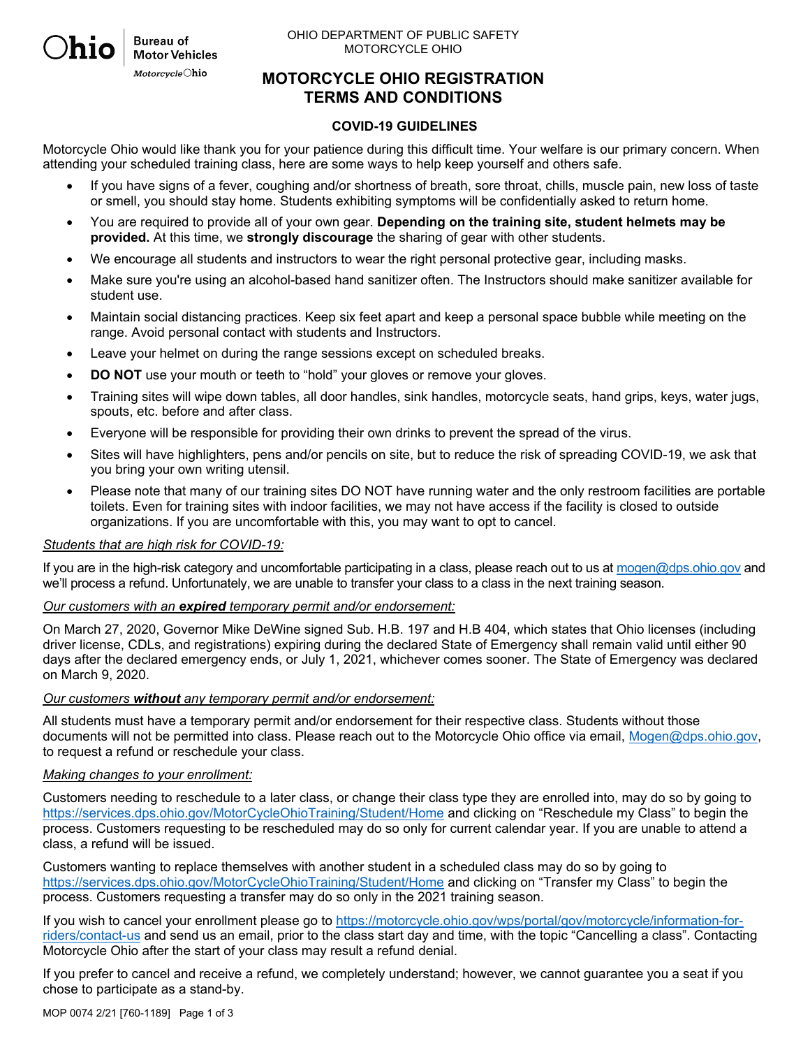OHIO DEPARTMENT OF PUBLIC SAFETY
MOTORCYCLE OHIO

Ohio Bureau of Motor Vehicles
Motorcycle Ohio

# MOTORCYCLE OHIO REGISTRATION TERMS AND CONDITIONS

## COVID-19 GUIDELINES

Motorcycle Ohio would like thank you for your patience during this difficult time. Your welfare is our primary concern. When attending your scheduled training class, here are some ways to help keep yourself and others safe.

- If you have signs of a fever, coughing and/or shortness of breath, sore throat, chills, muscle pain, new loss of taste or smell, you should stay home. Students exhibiting symptoms will be confidentially asked to return home.
- You are required to provide all of your own gear. **Depending on the training site, student helmets may be provided.** At this time, we **strongly discourage** the sharing of gear with other students.
- We encourage all students and instructors to wear the right personal protective gear, including masks.
- Make sure you're using an alcohol-based hand sanitizer often. The Instructors should make sanitizer available for student use.
- Maintain social distancing practices. Keep six feet apart and keep a personal space bubble while meeting on the range. Avoid personal contact with students and Instructors.
- Leave your helmet on during the range sessions except on scheduled breaks.
- **DO NOT** use your mouth or teeth to "hold" your gloves or remove your gloves.
- Training sites will wipe down tables, all door handles, sink handles, motorcycle seats, hand grips, keys, water jugs, spouts, etc. before and after class.
- Everyone will be responsible for providing their own drinks to prevent the spread of the virus.
- Sites will have highlighters, pens and/or pencils on site, but to reduce the risk of spreading COVID-19, we ask that you bring your own writing utensil.
- Please note that many of our training sites DO NOT have running water and the only restroom facilities are portable toilets. Even for training sites with indoor facilities, we may not have access if the facility is closed to outside organizations. If you are uncomfortable with this, you may want to opt to cancel.

*Students that are high risk for COVID-19:*

If you are in the high-risk category and uncomfortable participating in a class, please reach out to us at mogen@dps.ohio.gov and we'll process a refund. Unfortunately, we are unable to transfer your class to a class in the next training season.

*Our customers with an **expired** temporary permit and/or endorsement:*

On March 27, 2020, Governor Mike DeWine signed Sub. H.B. 197 and H.B 404, which states that Ohio licenses (including driver license, CDLs, and registrations) expiring during the declared State of Emergency shall remain valid until either 90 days after the declared emergency ends, or July 1, 2021, whichever comes sooner. The State of Emergency was declared on March 9, 2020.

*Our customers **without** any temporary permit and/or endorsement:*

All students must have a temporary permit and/or endorsement for their respective class. Students without those documents will not be permitted into class. Please reach out to the Motorcycle Ohio office via email, Mogen@dps.ohio.gov, to request a refund or reschedule your class.

*Making changes to your enrollment:*

Customers needing to reschedule to a later class, or change their class type they are enrolled into, may do so by going to https://services.dps.ohio.gov/MotorCycleOhioTraining/Student/Home and clicking on "Reschedule my Class" to begin the process. Customers requesting to be rescheduled may do so only for current calendar year. If you are unable to attend a class, a refund will be issued.

Customers wanting to replace themselves with another student in a scheduled class may do so by going to https://services.dps.ohio.gov/MotorCycleOhioTraining/Student/Home and clicking on "Transfer my Class" to begin the process. Customers requesting a transfer may do so only in the 2021 training season.

If you wish to cancel your enrollment please go to https://motorcycle.ohio.gov/wps/portal/gov/motorcycle/information-for-riders/contact-us and send us an email, prior to the class start day and time, with the topic "Cancelling a class". Contacting Motorcycle Ohio after the start of your class may result a refund denial.

If you prefer to cancel and receive a refund, we completely understand; however, we cannot guarantee you a seat if you chose to participate as a stand-by.

MOP 0074 2/21 [760-1189]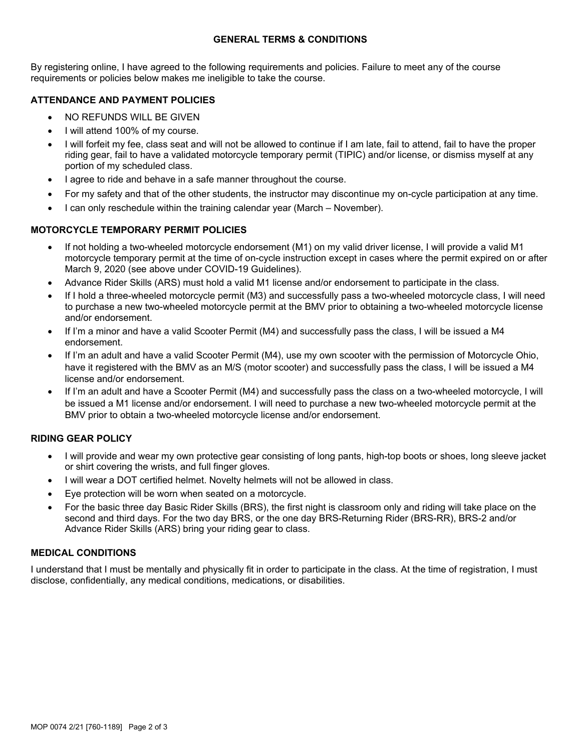## GENERAL TERMS & CONDITIONS

By registering online, I have agreed to the following requirements and policies. Failure to meet any of the course requirements or policies below makes me ineligible to take the course.

### ATTENDANCE AND PAYMENT POLICIES

- NO REFUNDS WILL BE GIVEN
- I will attend 100% of my course.
- I will forfeit my fee, class seat and will not be allowed to continue if I am late, fail to attend, fail to have the proper riding gear, fail to have a validated motorcycle temporary permit (TIPIC) and/or license, or dismiss myself at any portion of my scheduled class.
- I agree to ride and behave in a safe manner throughout the course.
- For my safety and that of the other students, the instructor may discontinue my on-cycle participation at any time.
- I can only reschedule within the training calendar year (March – November).

### MOTORCYCLE TEMPORARY PERMIT POLICIES

- If not holding a two-wheeled motorcycle endorsement (M1) on my valid driver license, I will provide a valid M1 motorcycle temporary permit at the time of on-cycle instruction except in cases where the permit expired on or after March 9, 2020 (see above under COVID-19 Guidelines).
- Advance Rider Skills (ARS) must hold a valid M1 license and/or endorsement to participate in the class.
- If I hold a three-wheeled motorcycle permit (M3) and successfully pass a two-wheeled motorcycle class, I will need to purchase a new two-wheeled motorcycle permit at the BMV prior to obtaining a two-wheeled motorcycle license and/or endorsement.
- If I'm a minor and have a valid Scooter Permit (M4) and successfully pass the class, I will be issued a M4 endorsement.
- If I'm an adult and have a valid Scooter Permit (M4), use my own scooter with the permission of Motorcycle Ohio, have it registered with the BMV as an M/S (motor scooter) and successfully pass the class, I will be issued a M4 license and/or endorsement.
- If I'm an adult and have a Scooter Permit (M4) and successfully pass the class on a two-wheeled motorcycle, I will be issued a M1 license and/or endorsement. I will need to purchase a new two-wheeled motorcycle permit at the BMV prior to obtain a two-wheeled motorcycle license and/or endorsement.

### RIDING GEAR POLICY

- I will provide and wear my own protective gear consisting of long pants, high-top boots or shoes, long sleeve jacket or shirt covering the wrists, and full finger gloves.
- I will wear a DOT certified helmet. Novelty helmets will not be allowed in class.
- Eye protection will be worn when seated on a motorcycle.
- For the basic three day Basic Rider Skills (BRS), the first night is classroom only and riding will take place on the second and third days. For the two day BRS, or the one day BRS-Returning Rider (BRS-RR), BRS-2 and/or Advance Rider Skills (ARS) bring your riding gear to class.

### MEDICAL CONDITIONS

I understand that I must be mentally and physically fit in order to participate in the class. At the time of registration, I must disclose, confidentially, any medical conditions, medications, or disabilities.

MOP 0074 2/21 [760-1189]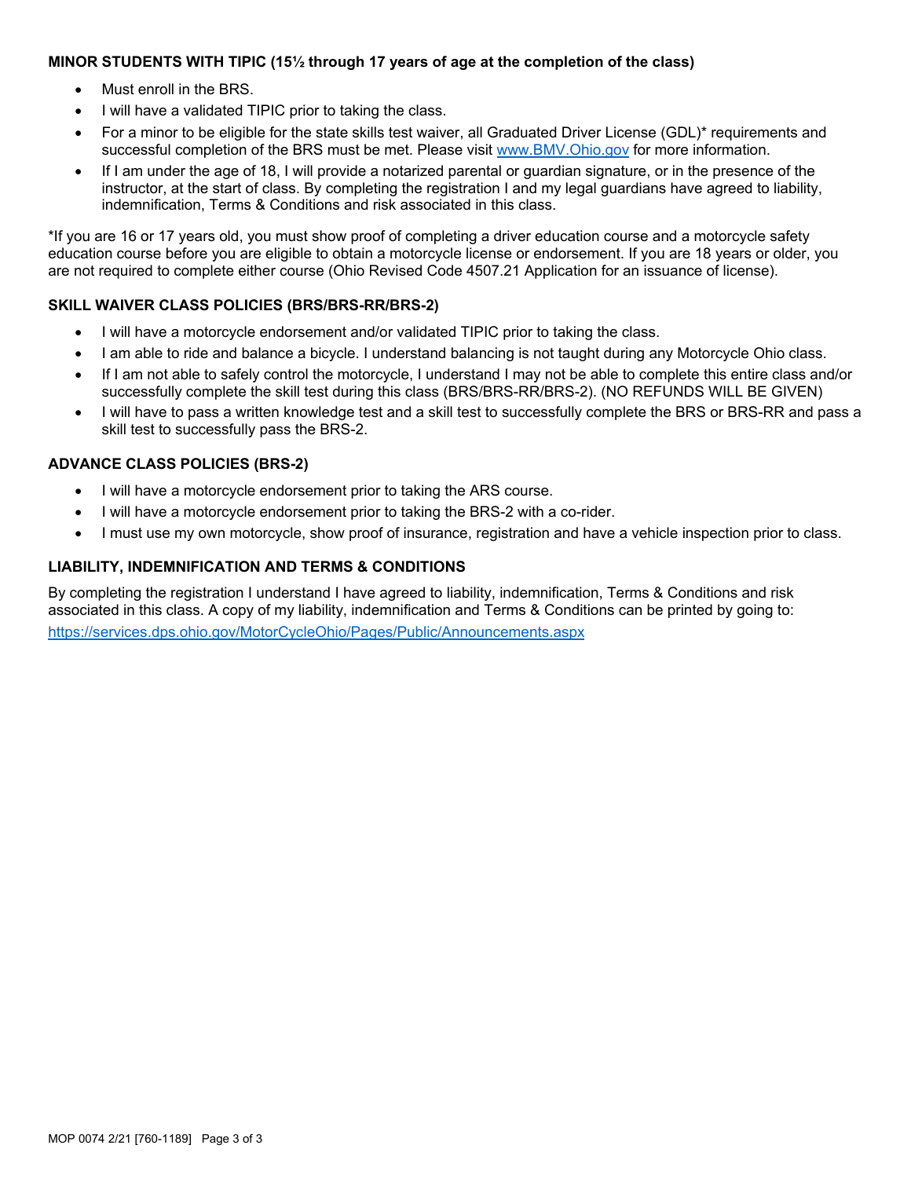**MINOR STUDENTS WITH TIPIC (15½ through 17 years of age at the completion of the class)**

- Must enroll in the BRS.
- I will have a validated TIPIC prior to taking the class.
- For a minor to be eligible for the state skills test waiver, all Graduated Driver License (GDL)* requirements and successful completion of the BRS must be met. Please visit www.BMV.Ohio.gov for more information.
- If I am under the age of 18, I will provide a notarized parental or guardian signature, or in the presence of the instructor, at the start of class. By completing the registration I and my legal guardians have agreed to liability, indemnification, Terms & Conditions and risk associated in this class.

*If you are 16 or 17 years old, you must show proof of completing a driver education course and a motorcycle safety education course before you are eligible to obtain a motorcycle license or endorsement. If you are 18 years or older, you are not required to complete either course (Ohio Revised Code 4507.21 Application for an issuance of license).

**SKILL WAIVER CLASS POLICIES (BRS/BRS-RR/BRS-2)**

- I will have a motorcycle endorsement and/or validated TIPIC prior to taking the class.
- I am able to ride and balance a bicycle. I understand balancing is not taught during any Motorcycle Ohio class.
- If I am not able to safely control the motorcycle, I understand I may not be able to complete this entire class and/or successfully complete the skill test during this class (BRS/BRS-RR/BRS-2). (NO REFUNDS WILL BE GIVEN)
- I will have to pass a written knowledge test and a skill test to successfully complete the BRS or BRS-RR and pass a skill test to successfully pass the BRS-2.

**ADVANCE CLASS POLICIES (BRS-2)**

- I will have a motorcycle endorsement prior to taking the ARS course.
- I will have a motorcycle endorsement prior to taking the BRS-2 with a co-rider.
- I must use my own motorcycle, show proof of insurance, registration and have a vehicle inspection prior to class.

**LIABILITY, INDEMNIFICATION AND TERMS & CONDITIONS**

By completing the registration I understand I have agreed to liability, indemnification, Terms & Conditions and risk associated in this class. A copy of my liability, indemnification and Terms & Conditions can be printed by going to:
https://services.dps.ohio.gov/MotorCycleOhio/Pages/Public/Announcements.aspx

MOP 0074 2/21 [760-1189]